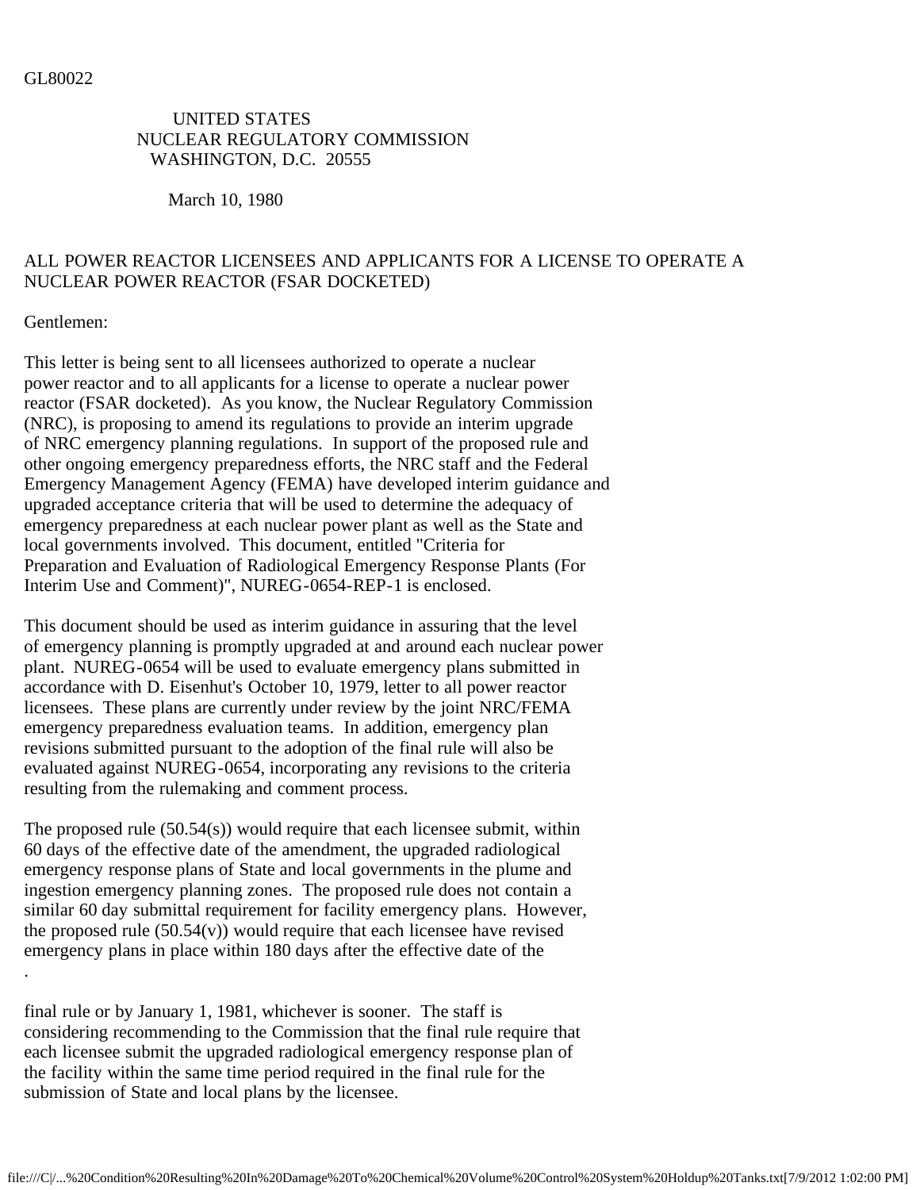GL80022

UNITED STATES
NUCLEAR REGULATORY COMMISSION
WASHINGTON, D.C. 20555

March 10, 1980

ALL POWER REACTOR LICENSEES AND APPLICANTS FOR A LICENSE TO OPERATE A NUCLEAR POWER REACTOR (FSAR DOCKETED)

Gentlemen:

This letter is being sent to all licensees authorized to operate a nuclear power reactor and to all applicants for a license to operate a nuclear power reactor (FSAR docketed). As you know, the Nuclear Regulatory Commission (NRC), is proposing to amend its regulations to provide an interim upgrade of NRC emergency planning regulations. In support of the proposed rule and other ongoing emergency preparedness efforts, the NRC staff and the Federal Emergency Management Agency (FEMA) have developed interim guidance and upgraded acceptance criteria that will be used to determine the adequacy of emergency preparedness at each nuclear power plant as well as the State and local governments involved. This document, entitled "Criteria for Preparation and Evaluation of Radiological Emergency Response Plants (For Interim Use and Comment)", NUREG-0654-REP-1 is enclosed.

This document should be used as interim guidance in assuring that the level of emergency planning is promptly upgraded at and around each nuclear power plant. NUREG-0654 will be used to evaluate emergency plans submitted in accordance with D. Eisenhut's October 10, 1979, letter to all power reactor licensees. These plans are currently under review by the joint NRC/FEMA emergency preparedness evaluation teams. In addition, emergency plan revisions submitted pursuant to the adoption of the final rule will also be evaluated against NUREG-0654, incorporating any revisions to the criteria resulting from the rulemaking and comment process.

The proposed rule (50.54(s)) would require that each licensee submit, within 60 days of the effective date of the amendment, the upgraded radiological emergency response plans of State and local governments in the plume and ingestion emergency planning zones. The proposed rule does not contain a similar 60 day submittal requirement for facility emergency plans. However, the proposed rule (50.54(v)) would require that each licensee have revised emergency plans in place within 180 days after the effective date of the final rule or by January 1, 1981, whichever is sooner. The staff is considering recommending to the Commission that the final rule require that each licensee submit the upgraded radiological emergency response plan of the facility within the same time period required in the final rule for the submission of State and local plans by the licensee.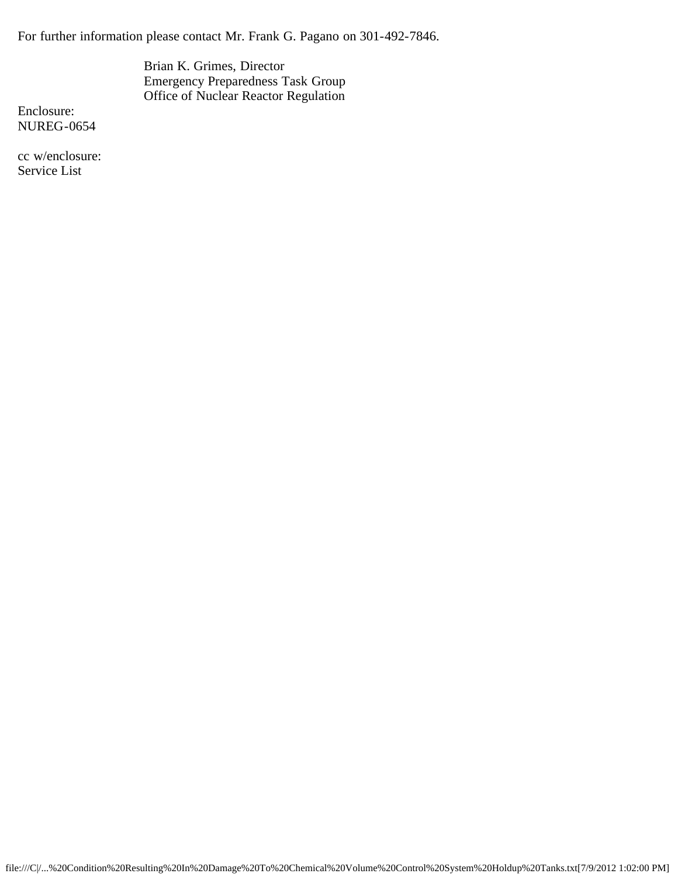For further information please contact Mr. Frank G. Pagano on 301-492-7846.

Brian K. Grimes, Director
Emergency Preparedness Task Group
Office of Nuclear Reactor Regulation

Enclosure:
NUREG-0654

cc w/enclosure:
Service List